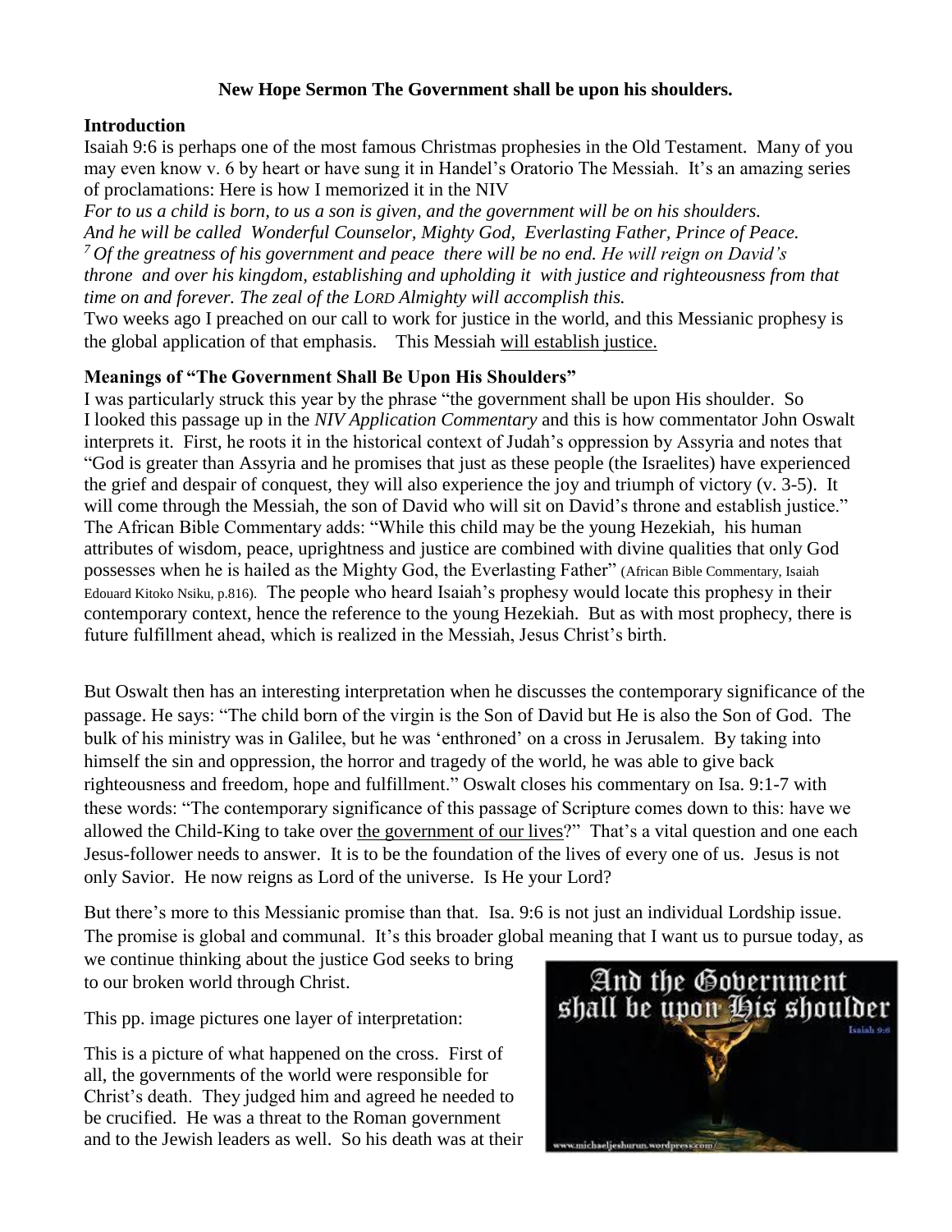**New Hope Sermon The Government shall be upon his shoulders.**

**Introduction**

Isaiah 9:6 is perhaps one of the most famous Christmas prophesies in the Old Testament. Many of you may even know v. 6 by heart or have sung it in Handel's Oratorio The Messiah. It's an amazing series of proclamations: Here is how I memorized it in the NIV

*For to us a child is born, to us a son is given, and the government will be on his shoulders. And he will be called Wonderful Counselor, Mighty God, Everlasting Father, Prince of Peace.* *[7] Of the greatness of his government and peace there will be no end. He will reign on David's throne and over his kingdom, establishing and upholding it with justice and righteousness from that time on and forever. The zeal of the LORD Almighty will accomplish this.*

Two weeks ago I preached on our call to work for justice in the world, and this Messianic prophesy is the global application of that emphasis. This Messiah <u>will establish justice.</u>

**Meanings of "The Government Shall Be Upon His Shoulders"**

I was particularly struck this year by the phrase "the government shall be upon His shoulder. So I looked this passage up in the *NIV Application Commentary* and this is how commentator John Oswalt interprets it. First, he roots it in the historical context of Judah's oppression by Assyria and notes that "God is greater than Assyria and he promises that just as these people (the Israelites) have experienced the grief and despair of conquest, they will also experience the joy and triumph of victory (v. 3-5). It will come through the Messiah, the son of David who will sit on David's throne and establish justice." The African Bible Commentary adds: "While this child may be the young Hezekiah, his human attributes of wisdom, peace, uprightness and justice are combined with divine qualities that only God possesses when he is hailed as the Mighty God, the Everlasting Father" (African Bible Commentary, Isaiah Edouard Kitoko Nsiku, p.816). The people who heard Isaiah's prophesy would locate this prophesy in their contemporary context, hence the reference to the young Hezekiah. But as with most prophecy, there is future fulfillment ahead, which is realized in the Messiah, Jesus Christ's birth.

But Oswalt then has an interesting interpretation when he discusses the contemporary significance of the passage. He says: "The child born of the virgin is the Son of David but He is also the Son of God. The bulk of his ministry was in Galilee, but he was 'enthroned' on a cross in Jerusalem. By taking into himself the sin and oppression, the horror and tragedy of the world, he was able to give back righteousness and freedom, hope and fulfillment." Oswalt closes his commentary on Isa. 9:1-7 with these words: "The contemporary significance of this passage of Scripture comes down to this: have we allowed the Child-King to take over <u>the government of our lives</u>?" That's a vital question and one each Jesus-follower needs to answer. It is to be the foundation of the lives of every one of us. Jesus is not only Savior. He now reigns as Lord of the universe. Is He your Lord?

But there's more to this Messianic promise than that. Isa. 9:6 is not just an individual Lordship issue. The promise is global and communal. It's this broader global meaning that I want us to pursue today, as we continue thinking about the justice God seeks to bring to our broken world through Christ.

This pp. image pictures one layer of interpretation:

This is a picture of what happened on the cross. First of all, the governments of the world were responsible for Christ's death. They judged him and agreed he needed to be crucified. He was a threat to the Roman government and to the Jewish leaders as well. So his death was at their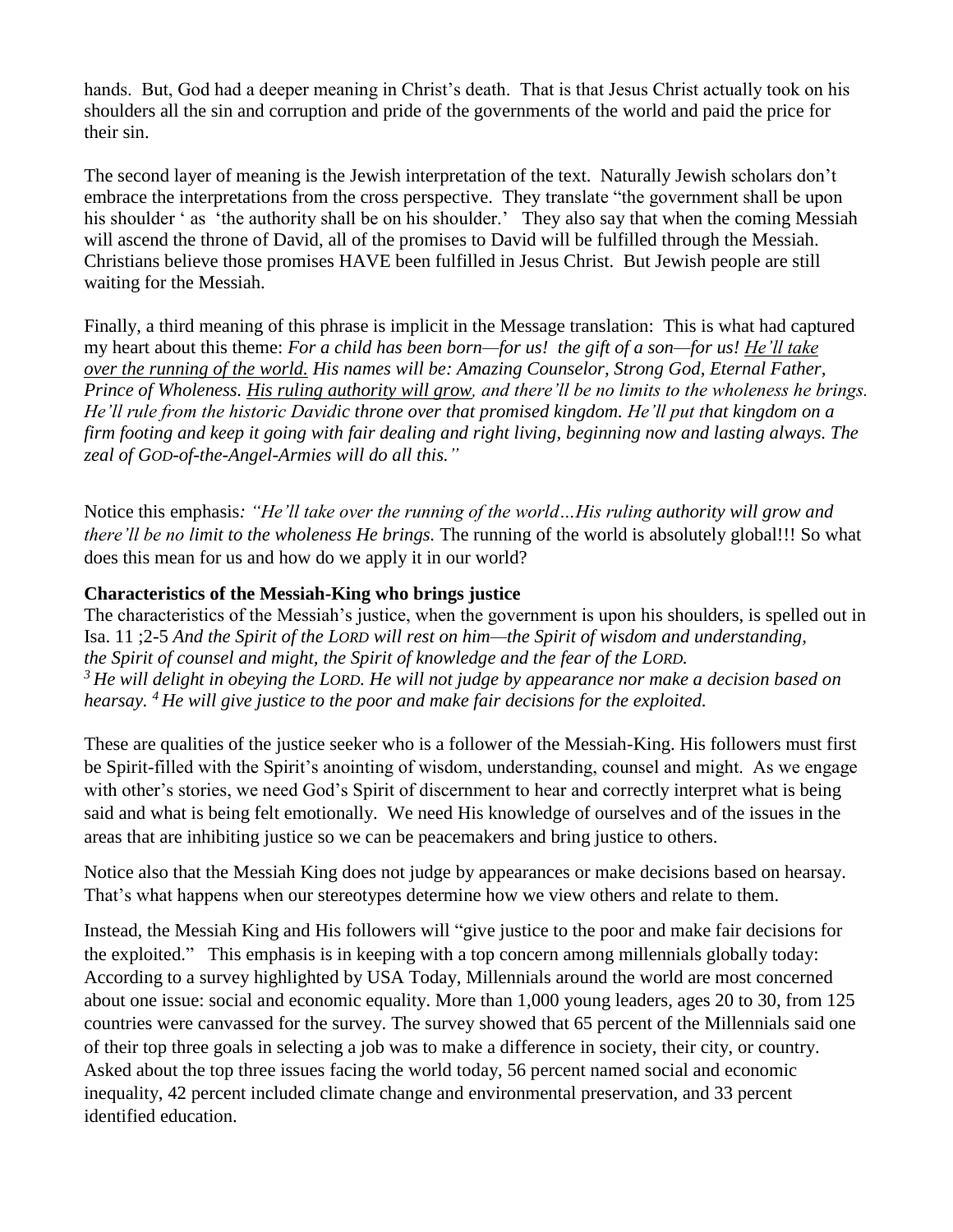hands. But, God had a deeper meaning in Christ's death. That is that Jesus Christ actually took on his shoulders all the sin and corruption and pride of the governments of the world and paid the price for their sin.

The second layer of meaning is the Jewish interpretation of the text. Naturally Jewish scholars don't embrace the interpretations from the cross perspective. They translate "the government shall be upon his shoulder ' as 'the authority shall be on his shoulder.' They also say that when the coming Messiah will ascend the throne of David, all of the promises to David will be fulfilled through the Messiah. Christians believe those promises HAVE been fulfilled in Jesus Christ. But Jewish people are still waiting for the Messiah.

Finally, a third meaning of this phrase is implicit in the Message translation: This is what had captured my heart about this theme: *For a child has been born—for us! the gift of a son—for us! <u>He'll take over the running of the world.</u> His names will be: Amazing Counselor, Strong God, Eternal Father, Prince of Wholeness. <u>His ruling authority will grow</u>, and there'll be no limits to the wholeness he brings. He'll rule from the historic Davidic throne over that promised kingdom. He'll put that kingdom on a firm footing and keep it going with fair dealing and right living, beginning now and lasting always. The zeal of GOD-of-the-Angel-Armies will do all this."*

Notice this emphasis*: "He'll take over the running of the world…His ruling authority will grow and there'll be no limit to the wholeness He brings.* The running of the world is absolutely global!!! So what does this mean for us and how do we apply it in our world?

**Characteristics of the Messiah-King who brings justice**

The characteristics of the Messiah's justice, when the government is upon his shoulders, is spelled out in Isa. 11 ;2-5 *And the Spirit of the LORD will rest on him—the Spirit of wisdom and understanding, the Spirit of counsel and might, the Spirit of knowledge and the fear of the LORD.* [3] *He will delight in obeying the LORD. He will not judge by appearance nor make a decision based on hearsay.* [4] *He will give justice to the poor and make fair decisions for the exploited.*

These are qualities of the justice seeker who is a follower of the Messiah-King. His followers must first be Spirit-filled with the Spirit's anointing of wisdom, understanding, counsel and might. As we engage with other's stories, we need God's Spirit of discernment to hear and correctly interpret what is being said and what is being felt emotionally. We need His knowledge of ourselves and of the issues in the areas that are inhibiting justice so we can be peacemakers and bring justice to others.

Notice also that the Messiah King does not judge by appearances or make decisions based on hearsay. That's what happens when our stereotypes determine how we view others and relate to them.

Instead, the Messiah King and His followers will "give justice to the poor and make fair decisions for the exploited." This emphasis is in keeping with a top concern among millennials globally today: According to a survey highlighted by USA Today, Millennials around the world are most concerned about one issue: social and economic equality. More than 1,000 young leaders, ages 20 to 30, from 125 countries were canvassed for the survey. The survey showed that 65 percent of the Millennials said one of their top three goals in selecting a job was to make a difference in society, their city, or country. Asked about the top three issues facing the world today, 56 percent named social and economic inequality, 42 percent included climate change and environmental preservation, and 33 percent identified education.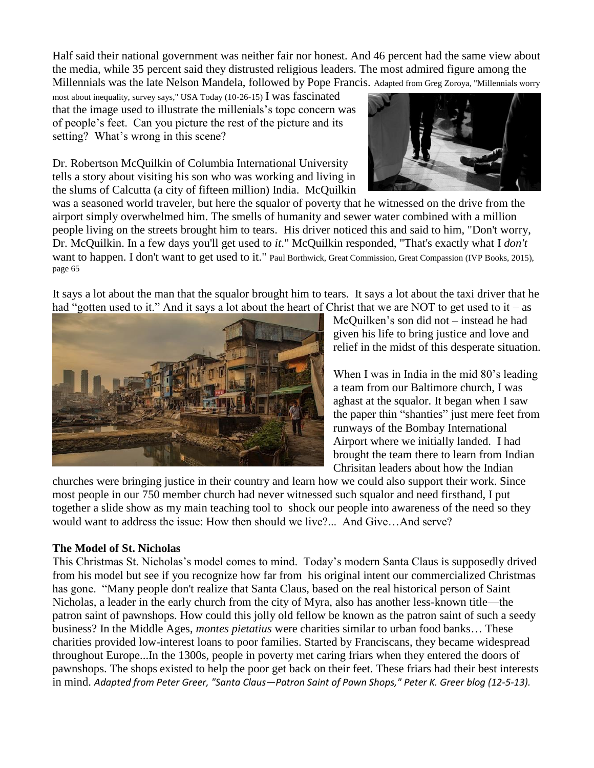Half said their national government was neither fair nor honest. And 46 percent had the same view about the media, while 35 percent said they distrusted religious leaders. The most admired figure among the Millennials was the late Nelson Mandela, followed by Pope Francis. Adapted from Greg Zoroya, "Millennials worry most about inequality, survey says," USA Today (10-26-15) I was fascinated that the image used to illustrate the millenials's topc concern was of people's feet. Can you picture the rest of the picture and its setting? What's wrong in this scene?

Dr. Robertson McQuilkin of Columbia International University tells a story about visiting his son who was working and living in the slums of Calcutta (a city of fifteen million) India. McQuilkin was a seasoned world traveler, but here the squalor of poverty that he witnessed on the drive from the airport simply overwhelmed him. The smells of humanity and sewer water combined with a million people living on the streets brought him to tears. His driver noticed this and said to him, "Don't worry, Dr. McQuilkin. In a few days you'll get used to *it.*" McQuilkin responded, "That's exactly what I *don't* want to happen. I don't want to get used to it." Paul Borthwick, Great Commission, Great Compassion (IVP Books, 2015), page 65

It says a lot about the man that the squalor brought him to tears. It says a lot about the taxi driver that he had "gotten used to it." And it says a lot about the heart of Christ that we are NOT to get used to it – as McQuilken's son did not – instead he had given his life to bring justice and love and relief in the midst of this desperate situation.

When I was in India in the mid 80's leading a team from our Baltimore church, I was aghast at the squalor. It began when I saw the paper thin "shanties" just mere feet from runways of the Bombay International Airport where we initially landed. I had brought the team there to learn from Indian Chrisitan leaders about how the Indian churches were bringing justice in their country and learn how we could also support their work. Since most people in our 750 member church had never witnessed such squalor and need firsthand, I put together a slide show as my main teaching tool to shock our people into awareness of the need so they would want to address the issue: How then should we live?... And Give…And serve?

**The Model of St. Nicholas**

This Christmas St. Nicholas's model comes to mind. Today's modern Santa Claus is supposedly drived from his model but see if you recognize how far from his original intent our commercialized Christmas has gone. "Many people don't realize that Santa Claus, based on the real historical person of Saint Nicholas, a leader in the early church from the city of Myra, also has another less-known title—the patron saint of pawnshops. How could this jolly old fellow be known as the patron saint of such a seedy business? In the Middle Ages, *montes pietatius* were charities similar to urban food banks… These charities provided low-interest loans to poor families. Started by Franciscans, they became widespread throughout Europe...In the 1300s, people in poverty met caring friars when they entered the doors of pawnshops. The shops existed to help the poor get back on their feet. These friars had their best interests in mind. *Adapted from Peter Greer, "Santa Claus—Patron Saint of Pawn Shops," Peter K. Greer blog (12-5-13).*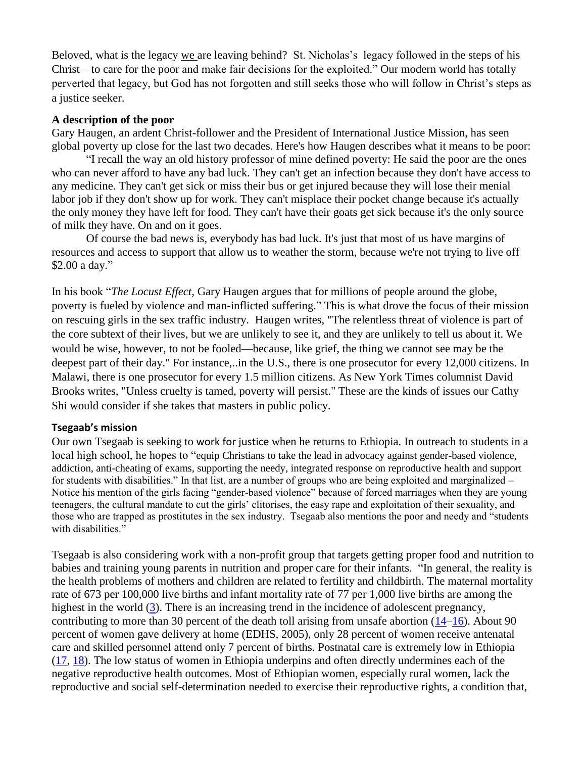Beloved, what is the legacy we are leaving behind? St. Nicholas's legacy followed in the steps of his Christ – to care for the poor and make fair decisions for the exploited." Our modern world has totally perverted that legacy, but God has not forgotten and still seeks those who will follow in Christ's steps as a justice seeker.

**A description of the poor**

Gary Haugen, an ardent Christ-follower and the President of International Justice Mission, has seen global poverty up close for the last two decades. Here's how Haugen describes what it means to be poor:

"I recall the way an old history professor of mine defined poverty: He said the poor are the ones who can never afford to have any bad luck. They can't get an infection because they don't have access to any medicine. They can't get sick or miss their bus or get injured because they will lose their menial labor job if they don't show up for work. They can't misplace their pocket change because it's actually the only money they have left for food. They can't have their goats get sick because it's the only source of milk they have. On and on it goes.

Of course the bad news is, everybody has bad luck. It's just that most of us have margins of resources and access to support that allow us to weather the storm, because we're not trying to live off $2.00 a day."

In his book "*The Locust Effect*, Gary Haugen argues that for millions of people around the globe, poverty is fueled by violence and man-inflicted suffering." This is what drove the focus of their mission on rescuing girls in the sex traffic industry. Haugen writes, "The relentless threat of violence is part of the core subtext of their lives, but we are unlikely to see it, and they are unlikely to tell us about it. We would be wise, however, to not be fooled—because, like grief, the thing we cannot see may be the deepest part of their day." For instance,..in the U.S., there is one prosecutor for every 12,000 citizens. In Malawi, there is one prosecutor for every 1.5 million citizens. As New York Times columnist David Brooks writes, "Unless cruelty is tamed, poverty will persist." These are the kinds of issues our Cathy Shi would consider if she takes that masters in public policy.

**Tsegaab's mission**

Our own Tsegaab is seeking to work for justice when he returns to Ethiopia. In outreach to students in a local high school, he hopes to "equip Christians to take the lead in advocacy against gender-based violence, addiction, anti-cheating of exams, supporting the needy, integrated response on reproductive health and support for students with disabilities." In that list, are a number of groups who are being exploited and marginalized – Notice his mention of the girls facing "gender-based violence" because of forced marriages when they are young teenagers, the cultural mandate to cut the girls' clitorises, the easy rape and exploitation of their sexuality, and those who are trapped as prostitutes in the sex industry. Tsegaab also mentions the poor and needy and "students with disabilities."

Tsegaab is also considering work with a non-profit group that targets getting proper food and nutrition to babies and training young parents in nutrition and proper care for their infants. "In general, the reality is the health problems of mothers and children are related to fertility and childbirth. The maternal mortality rate of 673 per 100,000 live births and infant mortality rate of 77 per 1,000 live births are among the highest in the world (3). There is an increasing trend in the incidence of adolescent pregnancy, contributing to more than 30 percent of the death toll arising from unsafe abortion (14–16). About 90 percent of women gave delivery at home (EDHS, 2005), only 28 percent of women receive antenatal care and skilled personnel attend only 7 percent of births. Postnatal care is extremely low in Ethiopia (17, 18). The low status of women in Ethiopia underpins and often directly undermines each of the negative reproductive health outcomes. Most of Ethiopian women, especially rural women, lack the reproductive and social self-determination needed to exercise their reproductive rights, a condition that,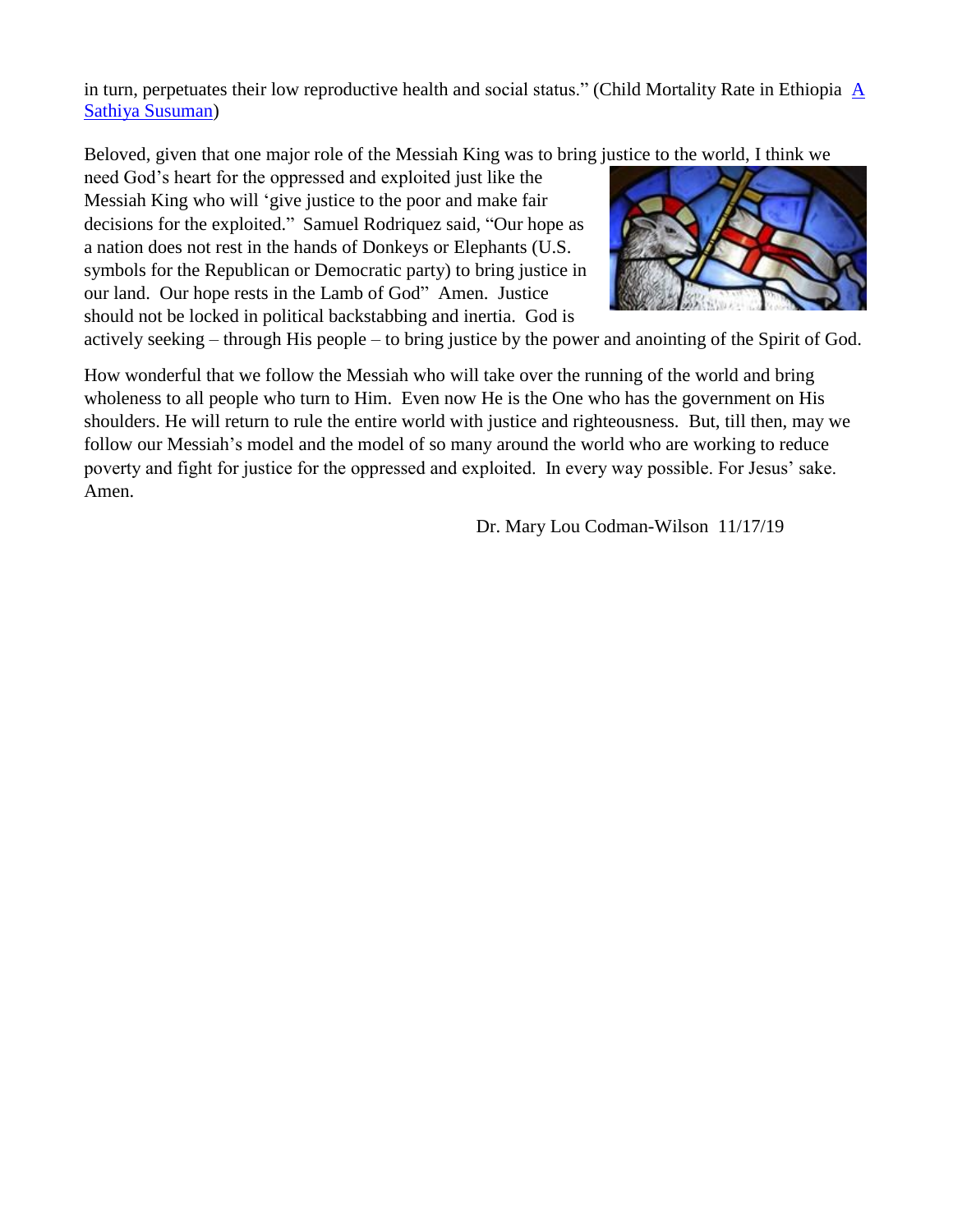in turn, perpetuates their low reproductive health and social status." (Child Mortality Rate in Ethiopia A Sathiya Susuman)

Beloved, given that one major role of the Messiah King was to bring justice to the world, I think we need God's heart for the oppressed and exploited just like the Messiah King who will 'give justice to the poor and make fair decisions for the exploited." Samuel Rodriquez said, "Our hope as a nation does not rest in the hands of Donkeys or Elephants (U.S. symbols for the Republican or Democratic party) to bring justice in our land. Our hope rests in the Lamb of God" Amen. Justice should not be locked in political backstabbing and inertia. God is actively seeking – through His people – to bring justice by the power and anointing of the Spirit of God.

How wonderful that we follow the Messiah who will take over the running of the world and bring wholeness to all people who turn to Him. Even now He is the One who has the government on His shoulders. He will return to rule the entire world with justice and righteousness. But, till then, may we follow our Messiah's model and the model of so many around the world who are working to reduce poverty and fight for justice for the oppressed and exploited. In every way possible. For Jesus' sake. Amen.

Dr. Mary Lou Codman-Wilson 11/17/19